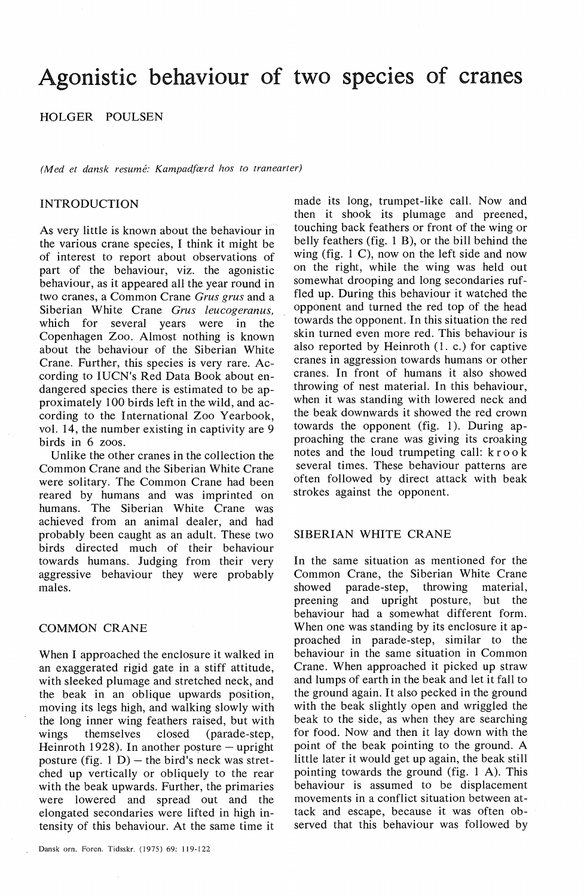# Agonistic behaviour of two species of cranes

HOLGER POULSEN

*(Med et dansk resumé: Kampadfærd hos to tranearter)*

## INTRODUCTION

As very little is known about the behaviour in the various crane species, I think it might be of interest to report about observations of part of the behaviour, viz. the agonistic behaviour, as it appeared all the year round in two cranes, a Common Crane *Grus grus* and a Siberian White Crane *Grus leucogeranus*, which for several years were in the Copenhagen Zoo. Almost nothing is known about the behaviour of the Siberian White Crane. Further, this species is very rare. According to IUCN's Red Data Book about endangered species there is estimated to be approximately 100 birds left in the wild, and according to the International Zoo Yearbook, vol. 14, the number existing in captivity are 9 birds in 6 zoos.

Unlike the other cranes in the collection the Common Crane and the Siberian White Crane were solitary. The Common Crane had been reared by humans and was imprinted on humans. The Siberian White Crane was achieved from an animal dealer, and had probably been caught as an adult. These two birds directed much of their behaviour towards humans. Judging from their very aggressive behaviour they were probably males.

## COMMON CRANE

When I approached the enclosure it walked in an exaggerated rigid gate in a stiff attitude, with sleeked plumage and stretched neck, and the beak in an oblique upwards position, moving its legs high, and walking slowly with the long inner wing feathers raised, but with wings themselves closed (parade-step, Heinroth 1928). In another posture – upright posture (fig. 1 D) – the bird's neck was stretched up vertically or obliquely to the rear with the beak upwards. Further, the primaries were lowered and spread out and the elongated secondaries were lifted in high intensity of this behaviour. At the same time it made its long, trumpet-like call. Now and then it shook its plumage and preened, touching back feathers or front of the wing or belly feathers (fig. 1 B), or the bill behind the wing (fig. 1 C), now on the left side and now on the right, while the wing was held out somewhat drooping and long secondaries ruffled up. During this behaviour it watched the opponent and turned the red top of the head towards the opponent. In this situation the red skin turned even more red. This behaviour is also reported by Heinroth (1. c.) for captive cranes in aggression towards humans or other cranes. In front of humans it also showed throwing of nest material. In this behaviour, when it was standing with lowered neck and the beak downwards it showed the red crown towards the opponent (fig. 1). During approaching the crane was giving its croaking notes and the loud trumpeting call: k r o o k several times. These behaviour patterns are often followed by direct attack with beak strokes against the opponent.

## SIBERIAN WHITE CRANE

In the same situation as mentioned for the Common Crane, the Siberian White Crane showed parade-step, throwing material, preening and upright posture, but the behaviour had a somewhat different form. When one was standing by its enclosure it approached in parade-step, similar to the behaviour in the same situation in Common Crane. When approached it picked up straw and lumps of earth in the beak and let it fall to the ground again. It also pecked in the ground with the beak slightly open and wriggled the beak to the side, as when they are searching for food. Now and then it lay down with the point of the beak pointing to the ground. A little later it would get up again, the beak still pointing towards the ground (fig. 1 A). This behaviour is assumed to be displacement movements in a conflict situation between attack and escape, because it was often observed that this behaviour was followed by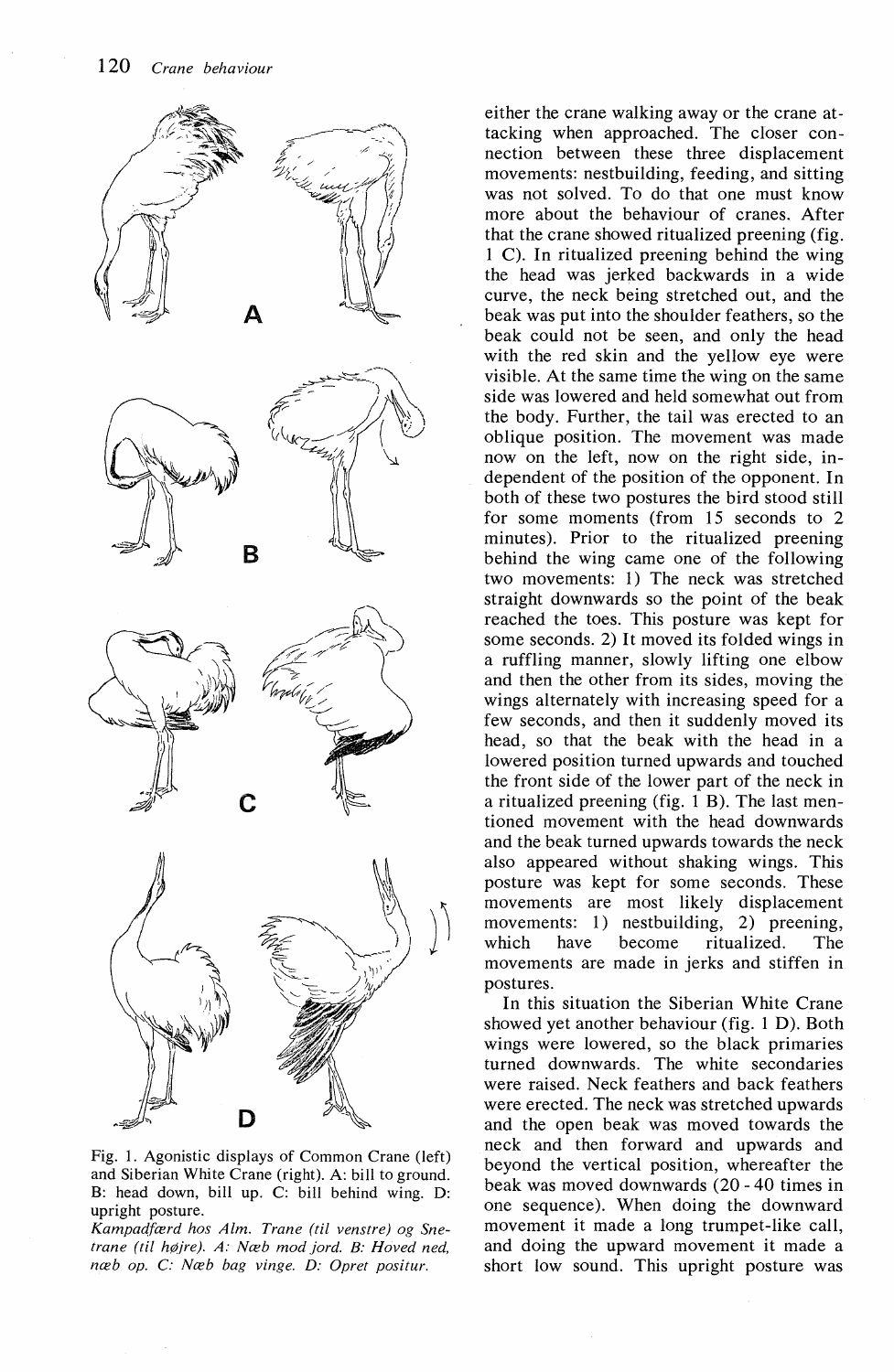Fig. 1. Agonistic displays of Common Crane (left) and Siberian White Crane (right). A: bill to ground. B: head down, bill up. C: bill behind wing. D: upright posture.
*Kampadfærd hos Alm. Trane (til venstre) og Snetrane (til højre). A: Næb mod jord. B: Hoved ned, næb op. C: Næb bag vinge. D: Opret positur.*

either the crane walking away or the crane attacking when approached. The closer connection between these three displacement movements: nestbuilding, feeding, and sitting was not solved. To do that one must know more about the behaviour of cranes. After that the crane showed ritualized preening (fig. 1 C). In ritualized preening behind the wing the head was jerked backwards in a wide curve, the neck being stretched out, and the beak was put into the shoulder feathers, so the beak could not be seen, and only the head with the red skin and the yellow eye were visible. At the same time the wing on the same side was lowered and held somewhat out from the body. Further, the tail was erected to an oblique position. The movement was made now on the left, now on the right side, independent of the position of the opponent. In both of these two postures the bird stood still for some moments (from 15 seconds to 2 minutes). Prior to the ritualized preening behind the wing came one of the following two movements: 1) The neck was stretched straight downwards so the point of the beak reached the toes. This posture was kept for some seconds. 2) It moved its folded wings in a ruffling manner, slowly lifting one elbow and then the other from its sides, moving the wings alternately with increasing speed for a few seconds, and then it suddenly moved its head, so that the beak with the head in a lowered position turned upwards and touched the front side of the lower part of the neck in a ritualized preening (fig. 1 B). The last mentioned movement with the head downwards and the beak turned upwards towards the neck also appeared without shaking wings. This posture was kept for some seconds. These movements are most likely displacement movements: 1) nestbuilding, 2) preening, which have become ritualized. The movements are made in jerks and stiffen in postures.

In this situation the Siberian White Crane showed yet another behaviour (fig. 1 D). Both wings were lowered, so the black primaries turned downwards. The white secondaries were raised. Neck feathers and back feathers were erected. The neck was stretched upwards and the open beak was moved towards the neck and then forward and upwards and beyond the vertical position, whereafter the beak was moved downwards (20 - 40 times in one sequence). When doing the downward movement it made a long trumpet-like call, and doing the upward movement it made a short low sound. This upright posture was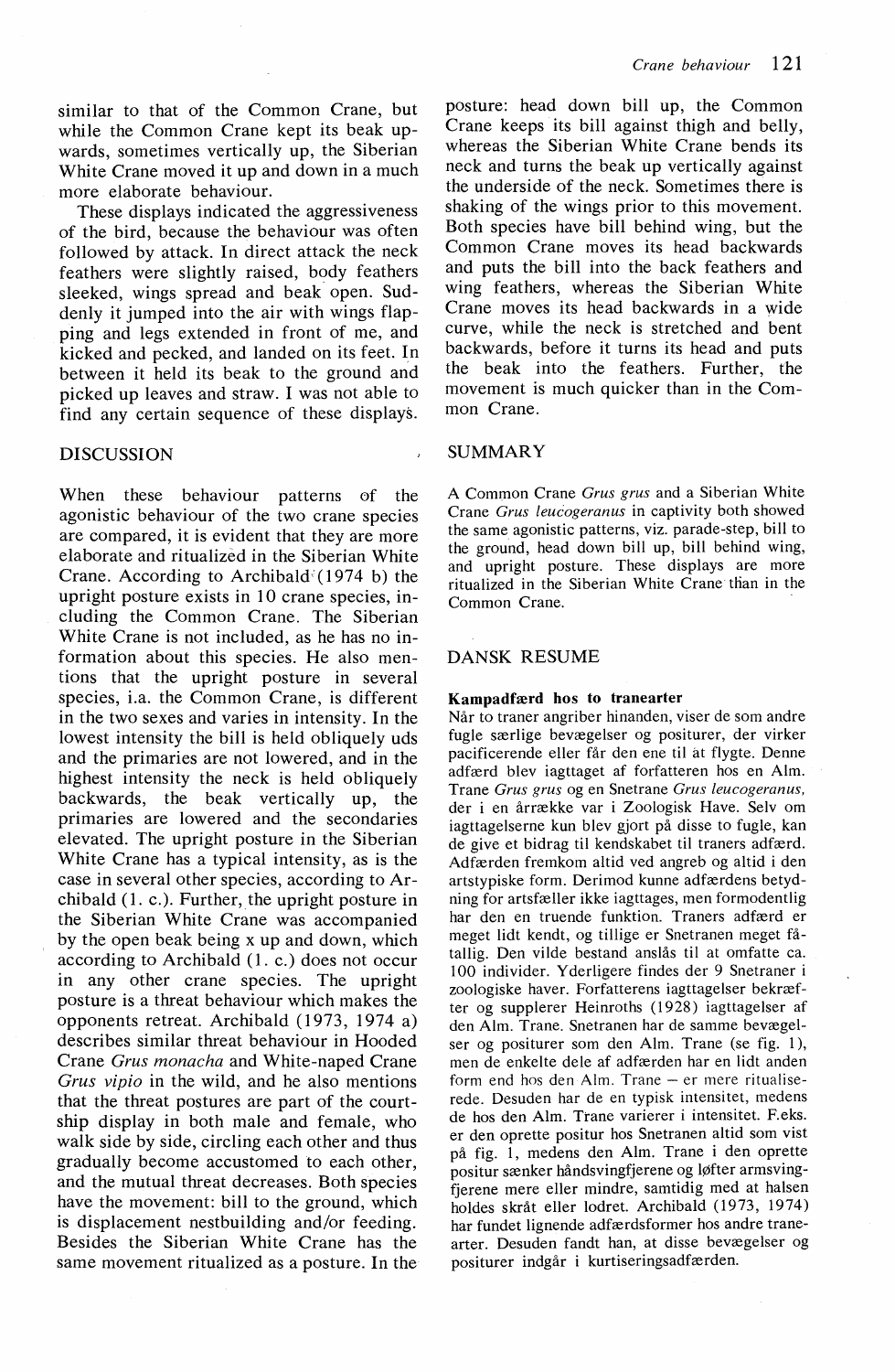similar to that of the Common Crane, but while the Common Crane kept its beak upwards, sometimes vertically up, the Siberian White Crane moved it up and down in a much more elaborate behaviour.

These displays indicated the aggressiveness of the bird, because the behaviour was often followed by attack. In direct attack the neck feathers were slightly raised, body feathers sleeked, wings spread and beak open. Suddenly it jumped into the air with wings flapping and legs extended in front of me, and kicked and pecked, and landed on its feet. In between it held its beak to the ground and picked up leaves and straw. I was not able to find any certain sequence of these displays.

## DISCUSSION

When these behaviour patterns of the agonistic behaviour of the two crane species are compared, it is evident that they are more elaborate and ritualized in the Siberian White Crane. According to Archibald (1974 b) the upright posture exists in 10 crane species, including the Common Crane. The Siberian White Crane is not included, as he has no information about this species. He also mentions that the upright posture in several species, i.a. the Common Crane, is different in the two sexes and varies in intensity. In the lowest intensity the bill is held obliquely uds and the primaries are not lowered, and in the highest intensity the neck is held obliquely backwards, the beak vertically up, the primaries are lowered and the secondaries elevated. The upright posture in the Siberian White Crane has a typical intensity, as is the case in several other species, according to Archibald (l. c.). Further, the upright posture in the Siberian White Crane was accompanied by the open beak being x up and down, which according to Archibald (l. c.) does not occur in any other crane species. The upright posture is a threat behaviour which makes the opponents retreat. Archibald (1973, 1974 a) describes similar threat behaviour in Hooded Crane *Grus monacha* and White-naped Crane *Grus vipio* in the wild, and he also mentions that the threat postures are part of the courtship display in both male and female, who walk side by side, circling each other and thus gradually become accustomed to each other, and the mutual threat decreases. Both species have the movement: bill to the ground, which is displacement nestbuilding and/or feeding. Besides the Siberian White Crane has the same movement ritualized as a posture. In the posture: head down bill up, the Common Crane keeps its bill against thigh and belly, whereas the Siberian White Crane bends its neck and turns the beak up vertically against the underside of the neck. Sometimes there is shaking of the wings prior to this movement. Both species have bill behind wing, but the Common Crane moves its head backwards and puts the bill into the back feathers and wing feathers, whereas the Siberian White Crane moves its head backwards in a wide curve, while the neck is stretched and bent backwards, before it turns its head and puts the beak into the feathers. Further, the movement is much quicker than in the Common Crane.

## SUMMARY

A Common Crane *Grus grus* and a Siberian White Crane *Grus leucogeranus* in captivity both showed the same agonistic patterns, viz. parade-step, bill to the ground, head down bill up, bill behind wing, and upright posture. These displays are more ritualized in the Siberian White Crane than in the Common Crane.

## DANSK RESUME

**Kampadfærd hos to tranearter**

Når to traner angriber hinanden, viser de som andre fugle særlige bevægelser og positurer, der virker pacificerende eller får den ene til at flygte. Denne adfærd blev iagttaget af forfatteren hos en Alm. Trane *Grus grus* og en Snetrane *Grus leucogeranus*, der i en årrække var i Zoologisk Have. Selv om iagttagelserne kun blev gjort på disse to fugle, kan de give et bidrag til kendskabet til traners adfærd. Adfærden fremkom altid ved angreb og altid i den artstypiske form. Derimod kunne adfærdens betydning for artsfæller ikke iagttages, men formodentlig har den en truende funktion. Traners adfærd er meget lidt kendt, og tillige er Snetranen meget fåtallig. Den vilde bestand anslås til at omfatte ca. 100 individer. Yderligere findes der 9 Snetraner i zoologiske haver. Forfatterens iagttagelser bekræfter og supplerer Heinroths (1928) iagttagelser af den Alm. Trane. Snetranen har de samme bevægelser og positurer som den Alm. Trane (se fig. 1), men de enkelte dele af adfærden har en lidt anden form end hos den Alm. Trane – er mere ritualiserede. Desuden har de en typisk intensitet, medens de hos den Alm. Trane varierer i intensitet. F.eks. er den oprette positur hos Snetranen altid som vist på fig. 1, medens den Alm. Trane i den oprette positur sænker håndsvingfjerene og løfter armsvingfjerene mere eller mindre, samtidig med at halsen holdes skråt eller lodret. Archibald (1973, 1974) har fundet lignende adfærdsformer hos andre tranearter. Desuden fandt han, at disse bevægelser og positurer indgår i kurtiseringsadfærden.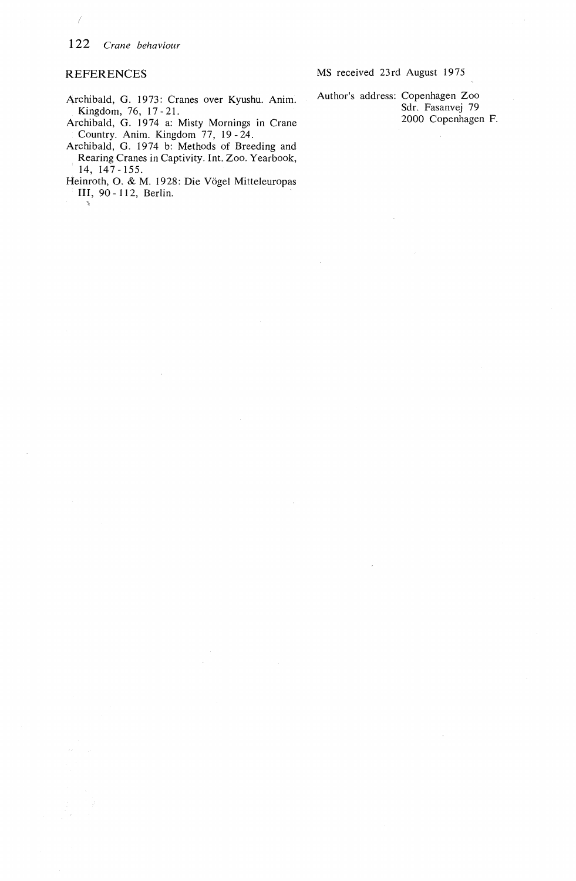## REFERENCES

Archibald, G. 1973: Cranes over Kyushu. Anim. Kingdom, 76, 17 - 21.

Archibald, G. 1974 a: Misty Mornings in Crane Country. Anim. Kingdom 77, 19 - 24.

Archibald, G. 1974 b: Methods of Breeding and Rearing Cranes in Captivity. Int. Zoo. Yearbook, 14, 147 - 155.

Heinroth, O. & M. 1928: Die Vögel Mitteleuropas III, 90 - 112, Berlin.

MS received 23rd August 1975

Author's address: Copenhagen Zoo
Sdr. Fasanvej 79
2000 Copenhagen F.